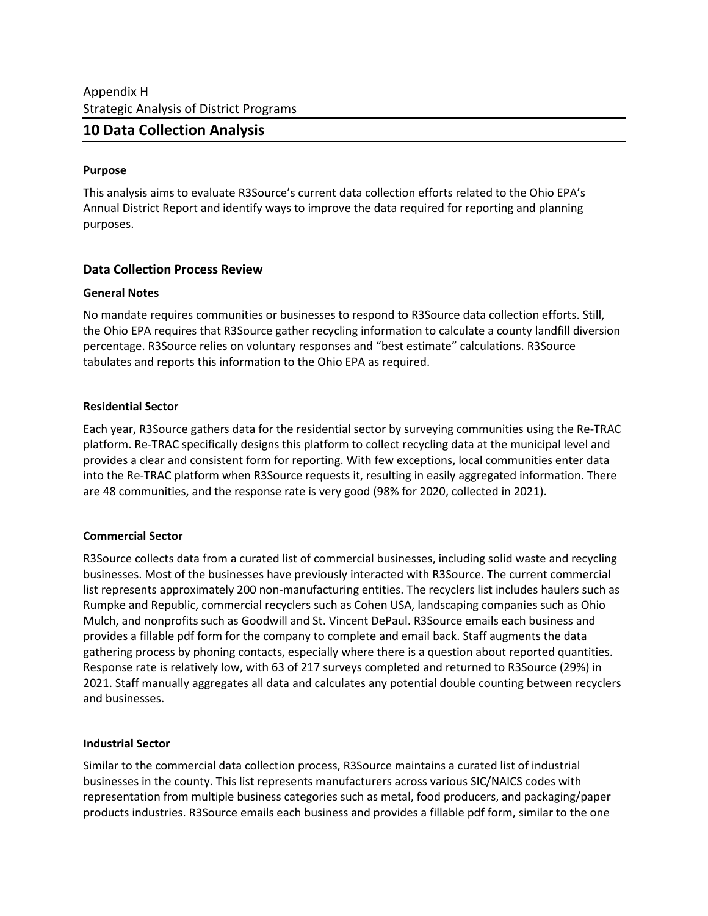Appendix H
Strategic Analysis of District Programs

# 10 Data Collection Analysis

**Purpose**

This analysis aims to evaluate R3Source's current data collection efforts related to the Ohio EPA's Annual District Report and identify ways to improve the data required for reporting and planning purposes.

## Data Collection Process Review

**General Notes**

No mandate requires communities or businesses to respond to R3Source data collection efforts. Still, the Ohio EPA requires that R3Source gather recycling information to calculate a county landfill diversion percentage. R3Source relies on voluntary responses and "best estimate" calculations. R3Source tabulates and reports this information to the Ohio EPA as required.

**Residential Sector**

Each year, R3Source gathers data for the residential sector by surveying communities using the Re-TRAC platform. Re-TRAC specifically designs this platform to collect recycling data at the municipal level and provides a clear and consistent form for reporting. With few exceptions, local communities enter data into the Re-TRAC platform when R3Source requests it, resulting in easily aggregated information. There are 48 communities, and the response rate is very good (98% for 2020, collected in 2021).

**Commercial Sector**

R3Source collects data from a curated list of commercial businesses, including solid waste and recycling businesses. Most of the businesses have previously interacted with R3Source. The current commercial list represents approximately 200 non-manufacturing entities. The recyclers list includes haulers such as Rumpke and Republic, commercial recyclers such as Cohen USA, landscaping companies such as Ohio Mulch, and nonprofits such as Goodwill and St. Vincent DePaul. R3Source emails each business and provides a fillable pdf form for the company to complete and email back. Staff augments the data gathering process by phoning contacts, especially where there is a question about reported quantities. Response rate is relatively low, with 63 of 217 surveys completed and returned to R3Source (29%) in 2021. Staff manually aggregates all data and calculates any potential double counting between recyclers and businesses.

**Industrial Sector**

Similar to the commercial data collection process, R3Source maintains a curated list of industrial businesses in the county. This list represents manufacturers across various SIC/NAICS codes with representation from multiple business categories such as metal, food producers, and packaging/paper products industries. R3Source emails each business and provides a fillable pdf form, similar to the one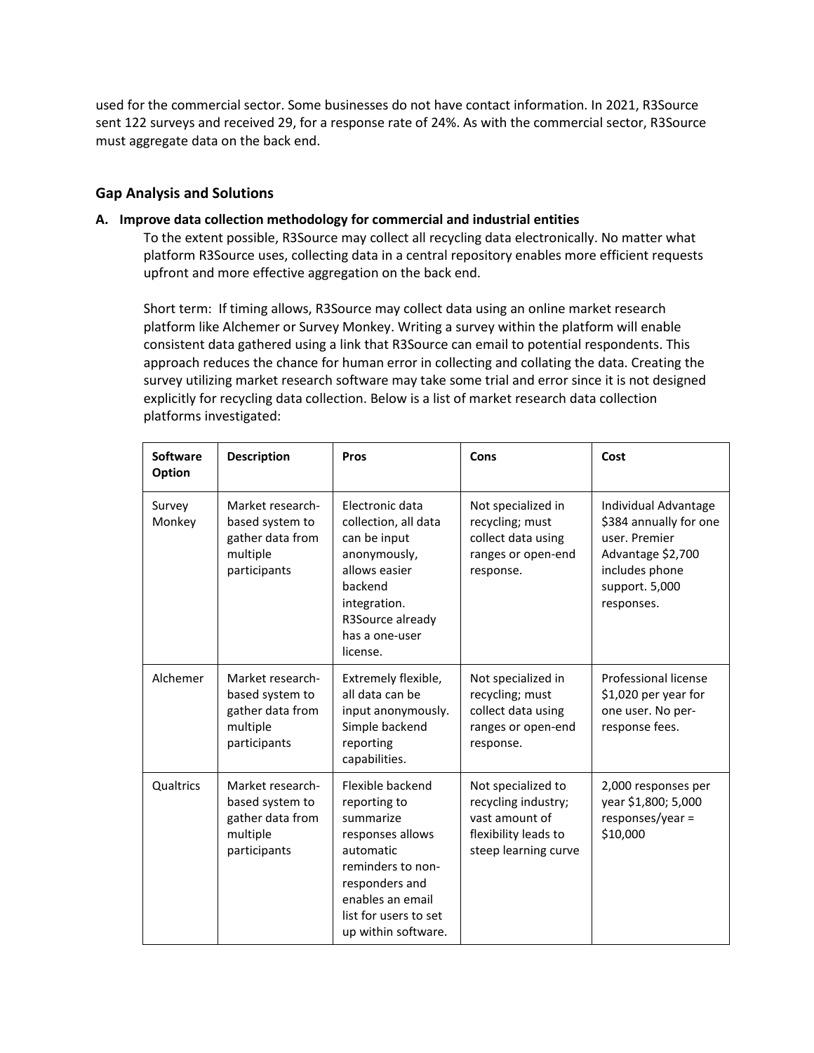used for the commercial sector. Some businesses do not have contact information. In 2021, R3Source sent 122 surveys and received 29, for a response rate of 24%. As with the commercial sector, R3Source must aggregate data on the back end.

## Gap Analysis and Solutions

**A. Improve data collection methodology for commercial and industrial entities**

To the extent possible, R3Source may collect all recycling data electronically. No matter what platform R3Source uses, collecting data in a central repository enables more efficient requests upfront and more effective aggregation on the back end.

Short term: If timing allows, R3Source may collect data using an online market research platform like Alchemer or Survey Monkey. Writing a survey within the platform will enable consistent data gathered using a link that R3Source can email to potential respondents. This approach reduces the chance for human error in collecting and collating the data. Creating the survey utilizing market research software may take some trial and error since it is not designed explicitly for recycling data collection. Below is a list of market research data collection platforms investigated:

| Software Option | Description | Pros | Cons | Cost |
| --- | --- | --- | --- | --- |
| Survey Monkey | Market research-based system to gather data from multiple participants | Electronic data collection, all data can be input anonymously, allows easier backend integration. R3Source already has a one-user license. | Not specialized in recycling; must collect data using ranges or open-end response. | Individual Advantage $384 annually for one user. Premier Advantage $2,700 includes phone support. 5,000 responses. |
| Alchemer | Market research-based system to gather data from multiple participants | Extremely flexible, all data can be input anonymously. Simple backend reporting capabilities. | Not specialized in recycling; must collect data using ranges or open-end response. | Professional license $1,020 per year for one user. No per-response fees. |
| Qualtrics | Market research-based system to gather data from multiple participants | Flexible backend reporting to summarize responses allows automatic reminders to non-responders and enables an email list for users to set up within software. | Not specialized to recycling industry; vast amount of flexibility leads to steep learning curve | 2,000 responses per year $1,800; 5,000 responses/year = $10,000 |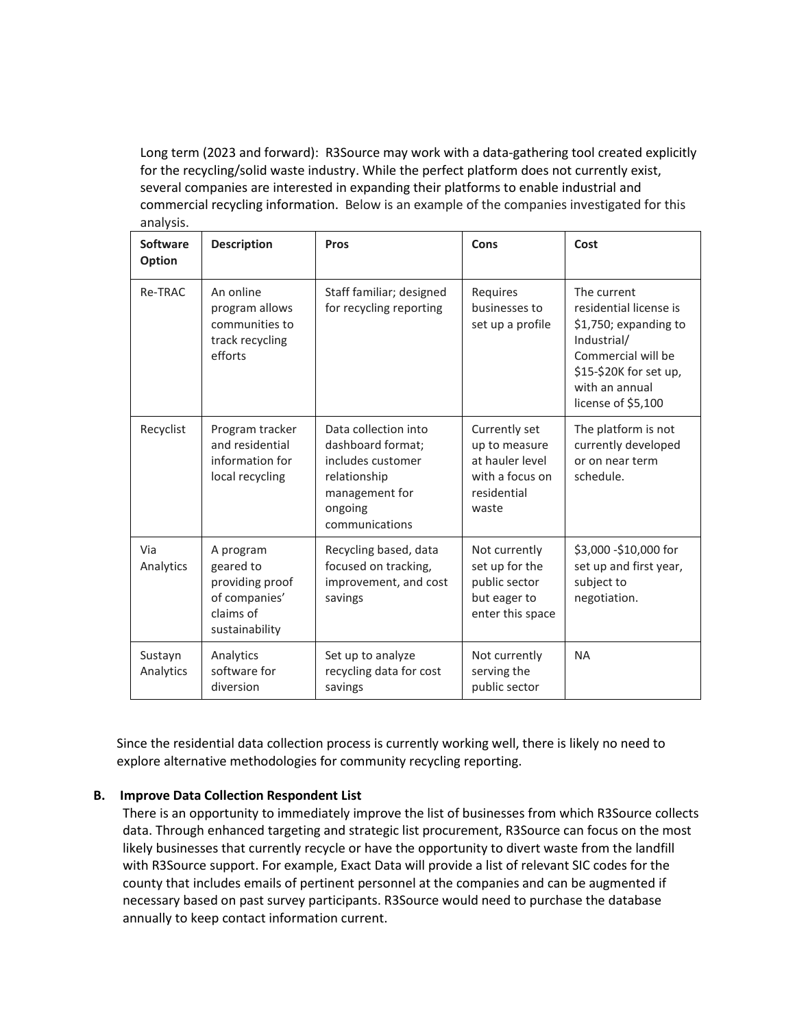Long term (2023 and forward): R3Source may work with a data-gathering tool created explicitly for the recycling/solid waste industry. While the perfect platform does not currently exist, several companies are interested in expanding their platforms to enable industrial and commercial recycling information. Below is an example of the companies investigated for this analysis.

| Software Option | Description | Pros | Cons | Cost |
|---|---|---|---|---|
| Re-TRAC | An online program allows communities to track recycling efforts | Staff familiar; designed for recycling reporting | Requires businesses to set up a profile | The current residential license is $1,750; expanding to Industrial/ Commercial will be $15-$20K for set up, with an annual license of $5,100 |
| Recyclist | Program tracker and residential information for local recycling | Data collection into dashboard format; includes customer relationship management for ongoing communications | Currently set up to measure at hauler level with a focus on residential waste | The platform is not currently developed or on near term schedule. |
| Via Analytics | A program geared to providing proof of companies' claims of sustainability | Recycling based, data focused on tracking, improvement, and cost savings | Not currently set up for the public sector but eager to enter this space | $3,000 -$10,000 for set up and first year, subject to negotiation. |
| Sustayn Analytics | Analytics software for diversion | Set up to analyze recycling data for cost savings | Not currently serving the public sector | NA |

Since the residential data collection process is currently working well, there is likely no need to explore alternative methodologies for community recycling reporting.

**B. Improve Data Collection Respondent List**

There is an opportunity to immediately improve the list of businesses from which R3Source collects data. Through enhanced targeting and strategic list procurement, R3Source can focus on the most likely businesses that currently recycle or have the opportunity to divert waste from the landfill with R3Source support. For example, Exact Data will provide a list of relevant SIC codes for the county that includes emails of pertinent personnel at the companies and can be augmented if necessary based on past survey participants. R3Source would need to purchase the database annually to keep contact information current.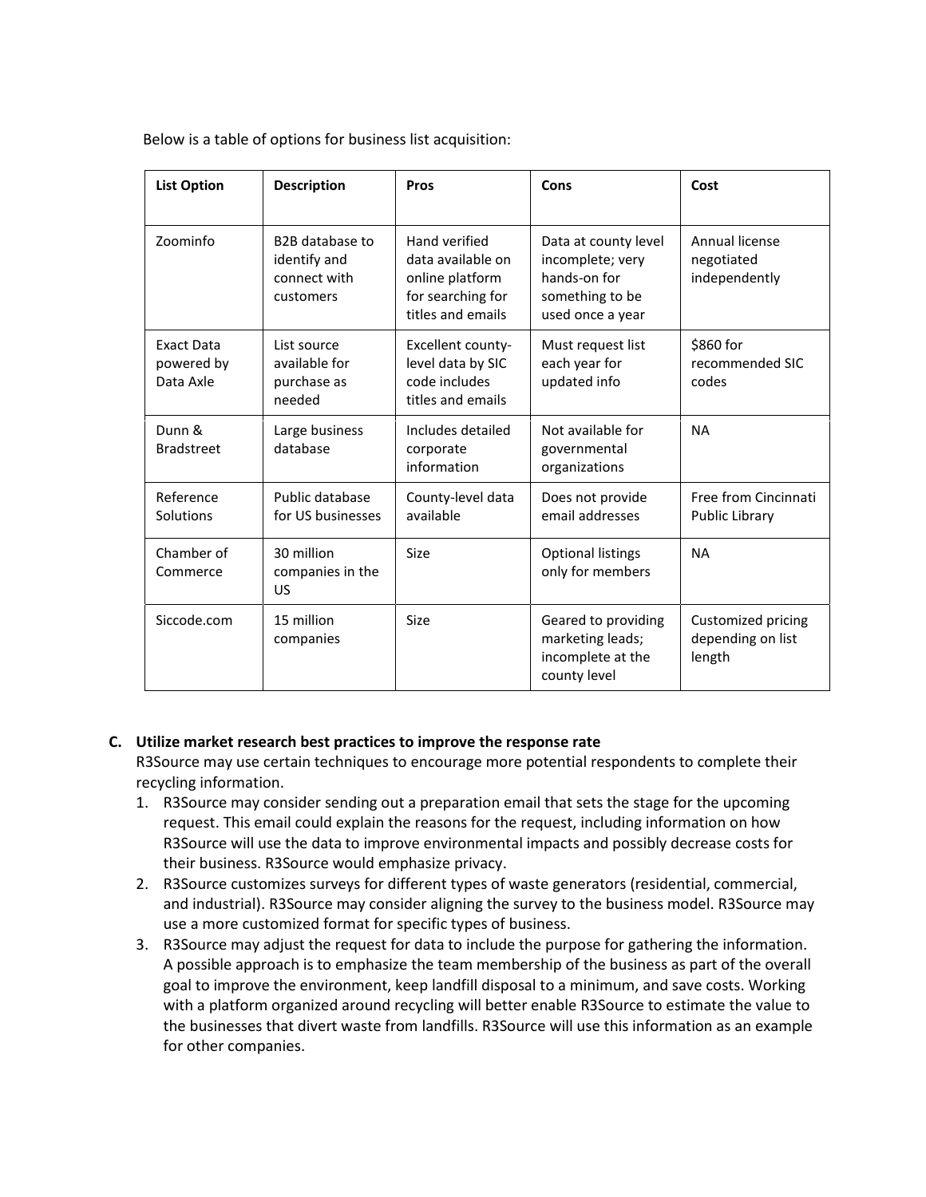Below is a table of options for business list acquisition:

| List Option | Description | Pros | Cons | Cost |
|---|---|---|---|---|
| Zoominfo | B2B database to identify and connect with customers | Hand verified data available on online platform for searching for titles and emails | Data at county level incomplete; very hands-on for something to be used once a year | Annual license negotiated independently |
| Exact Data powered by Data Axle | List source available for purchase as needed | Excellent county-level data by SIC code includes titles and emails | Must request list each year for updated info | $860 for recommended SIC codes |
| Dunn & Bradstreet | Large business database | Includes detailed corporate information | Not available for governmental organizations | NA |
| Reference Solutions | Public database for US businesses | County-level data available | Does not provide email addresses | Free from Cincinnati Public Library |
| Chamber of Commerce | 30 million companies in the US | Size | Optional listings only for members | NA |
| Siccode.com | 15 million companies | Size | Geared to providing marketing leads; incomplete at the county level | Customized pricing depending on list length |

**C. Utilize market research best practices to improve the response rate**

R3Source may use certain techniques to encourage more potential respondents to complete their recycling information.

1. R3Source may consider sending out a preparation email that sets the stage for the upcoming request. This email could explain the reasons for the request, including information on how R3Source will use the data to improve environmental impacts and possibly decrease costs for their business. R3Source would emphasize privacy.
2. R3Source customizes surveys for different types of waste generators (residential, commercial, and industrial). R3Source may consider aligning the survey to the business model. R3Source may use a more customized format for specific types of business.
3. R3Source may adjust the request for data to include the purpose for gathering the information. A possible approach is to emphasize the team membership of the business as part of the overall goal to improve the environment, keep landfill disposal to a minimum, and save costs. Working with a platform organized around recycling will better enable R3Source to estimate the value to the businesses that divert waste from landfills. R3Source will use this information as an example for other companies.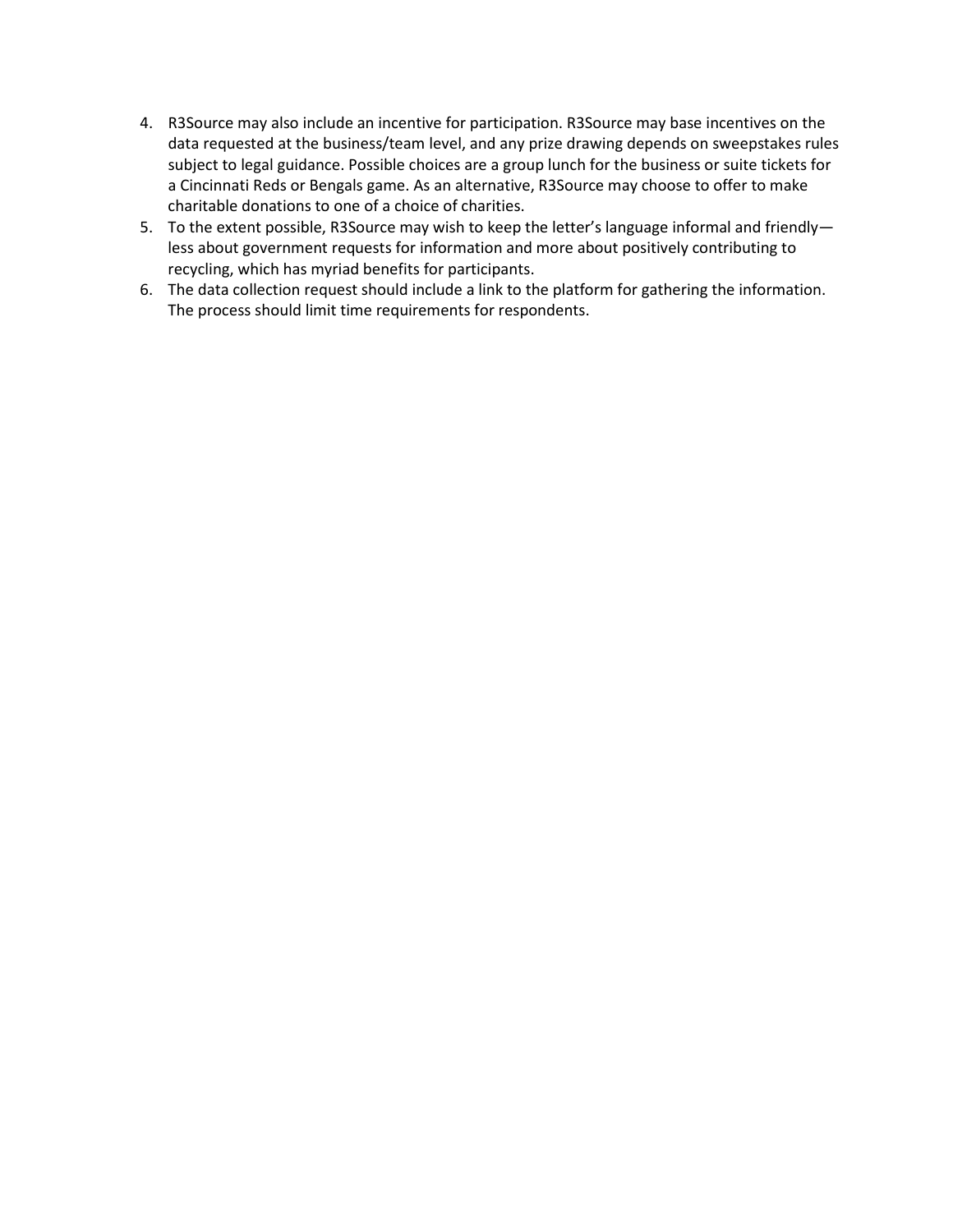4. R3Source may also include an incentive for participation. R3Source may base incentives on the data requested at the business/team level, and any prize drawing depends on sweepstakes rules subject to legal guidance. Possible choices are a group lunch for the business or suite tickets for a Cincinnati Reds or Bengals game. As an alternative, R3Source may choose to offer to make charitable donations to one of a choice of charities.
5. To the extent possible, R3Source may wish to keep the letter's language informal and friendly—less about government requests for information and more about positively contributing to recycling, which has myriad benefits for participants.
6. The data collection request should include a link to the platform for gathering the information. The process should limit time requirements for respondents.